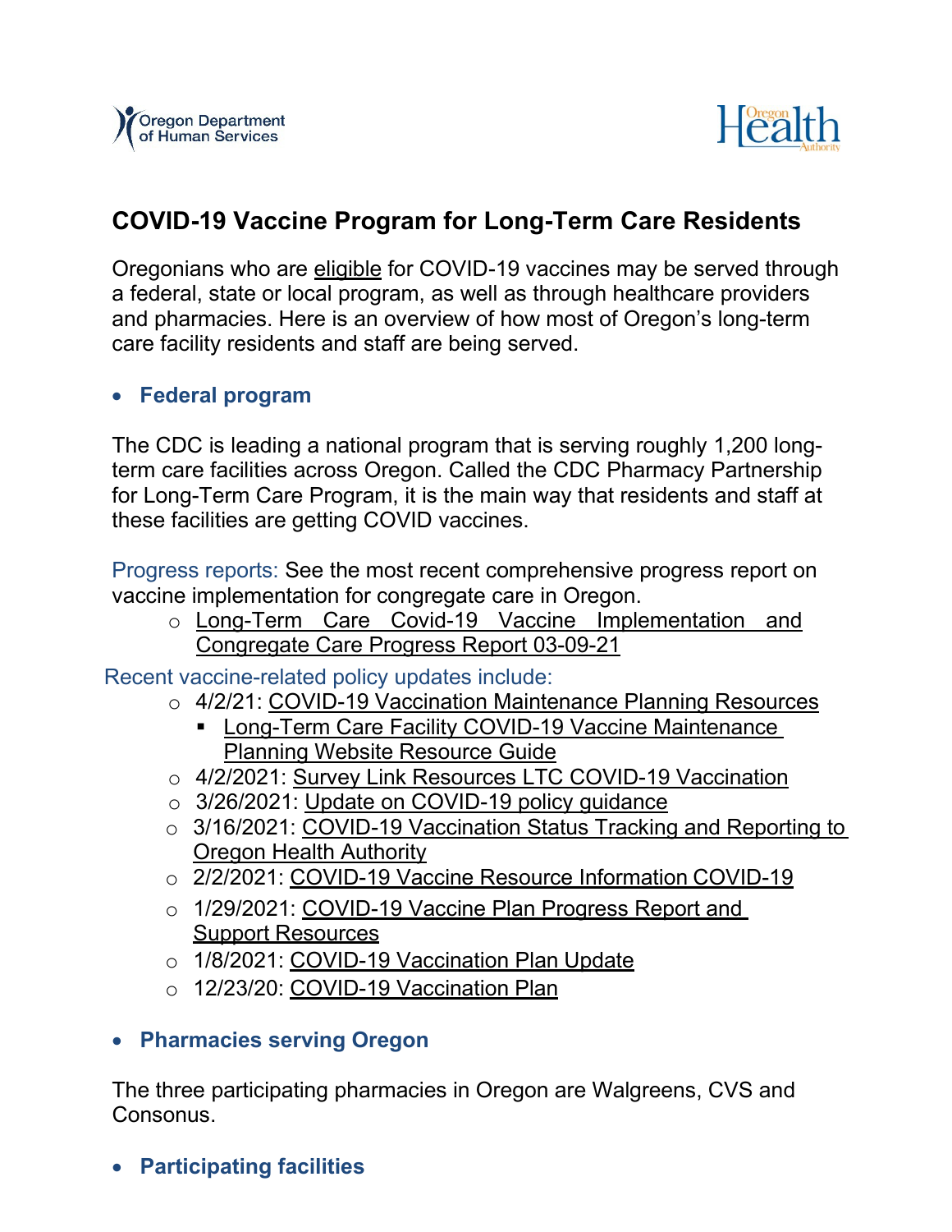# COVID-19 Vaccine Program for Long-Term Care Residents

Oregonians who are eligible for COVID-19 vaccines may be served through a federal, state or local program, as well as through healthcare providers and pharmacies. Here is an overview of how most of Oregon's long-term care facility residents and staff are being served.

- **Federal program**

The CDC is leading a national program that is serving roughly 1,200 long-term care facilities across Oregon. Called the CDC Pharmacy Partnership for Long-Term Care Program, it is the main way that residents and staff at these facilities are getting COVID vaccines.

Progress reports: See the most recent comprehensive progress report on vaccine implementation for congregate care in Oregon.

- Long-Term Care Covid-19 Vaccine Implementation and Congregate Care Progress Report 03-09-21

Recent vaccine-related policy updates include:

- 4/2/21: COVID-19 Vaccination Maintenance Planning Resources
  - Long-Term Care Facility COVID-19 Vaccine Maintenance Planning Website Resource Guide
- 4/2/2021: Survey Link Resources LTC COVID-19 Vaccination
- 3/26/2021: Update on COVID-19 policy guidance
- 3/16/2021: COVID-19 Vaccination Status Tracking and Reporting to Oregon Health Authority
- 2/2/2021: COVID-19 Vaccine Resource Information COVID-19
- 1/29/2021: COVID-19 Vaccine Plan Progress Report and Support Resources
- 1/8/2021: COVID-19 Vaccination Plan Update
- 12/23/20: COVID-19 Vaccination Plan

- **Pharmacies serving Oregon**

The three participating pharmacies in Oregon are Walgreens, CVS and Consonus.

- **Participating facilities**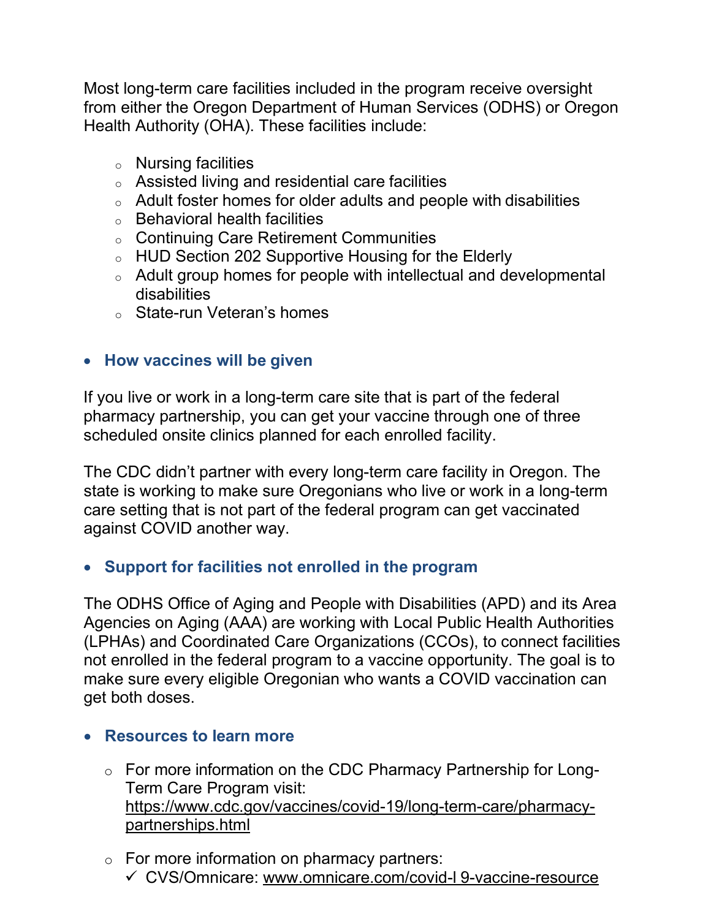Most long-term care facilities included in the program receive oversight from either the Oregon Department of Human Services (ODHS) or Oregon Health Authority (OHA). These facilities include:

- Nursing facilities
- Assisted living and residential care facilities
- Adult foster homes for older adults and people with disabilities
- Behavioral health facilities
- Continuing Care Retirement Communities
- HUD Section 202 Supportive Housing for the Elderly
- Adult group homes for people with intellectual and developmental disabilities
- State-run Veteran's homes

- **How vaccines will be given**

If you live or work in a long-term care site that is part of the federal pharmacy partnership, you can get your vaccine through one of three scheduled onsite clinics planned for each enrolled facility.

The CDC didn't partner with every long-term care facility in Oregon. The state is working to make sure Oregonians who live or work in a long-term care setting that is not part of the federal program can get vaccinated against COVID another way.

- **Support for facilities not enrolled in the program**

The ODHS Office of Aging and People with Disabilities (APD) and its Area Agencies on Aging (AAA) are working with Local Public Health Authorities (LPHAs) and Coordinated Care Organizations (CCOs), to connect facilities not enrolled in the federal program to a vaccine opportunity. The goal is to make sure every eligible Oregonian who wants a COVID vaccination can get both doses.

- **Resources to learn more**

  - For more information on the CDC Pharmacy Partnership for Long-Term Care Program visit: https://www.cdc.gov/vaccines/covid-19/long-term-care/pharmacy-partnerships.html
  - For more information on pharmacy partners:
    - ✓ CVS/Omnicare: www.omnicare.com/covid-l 9-vaccine-resource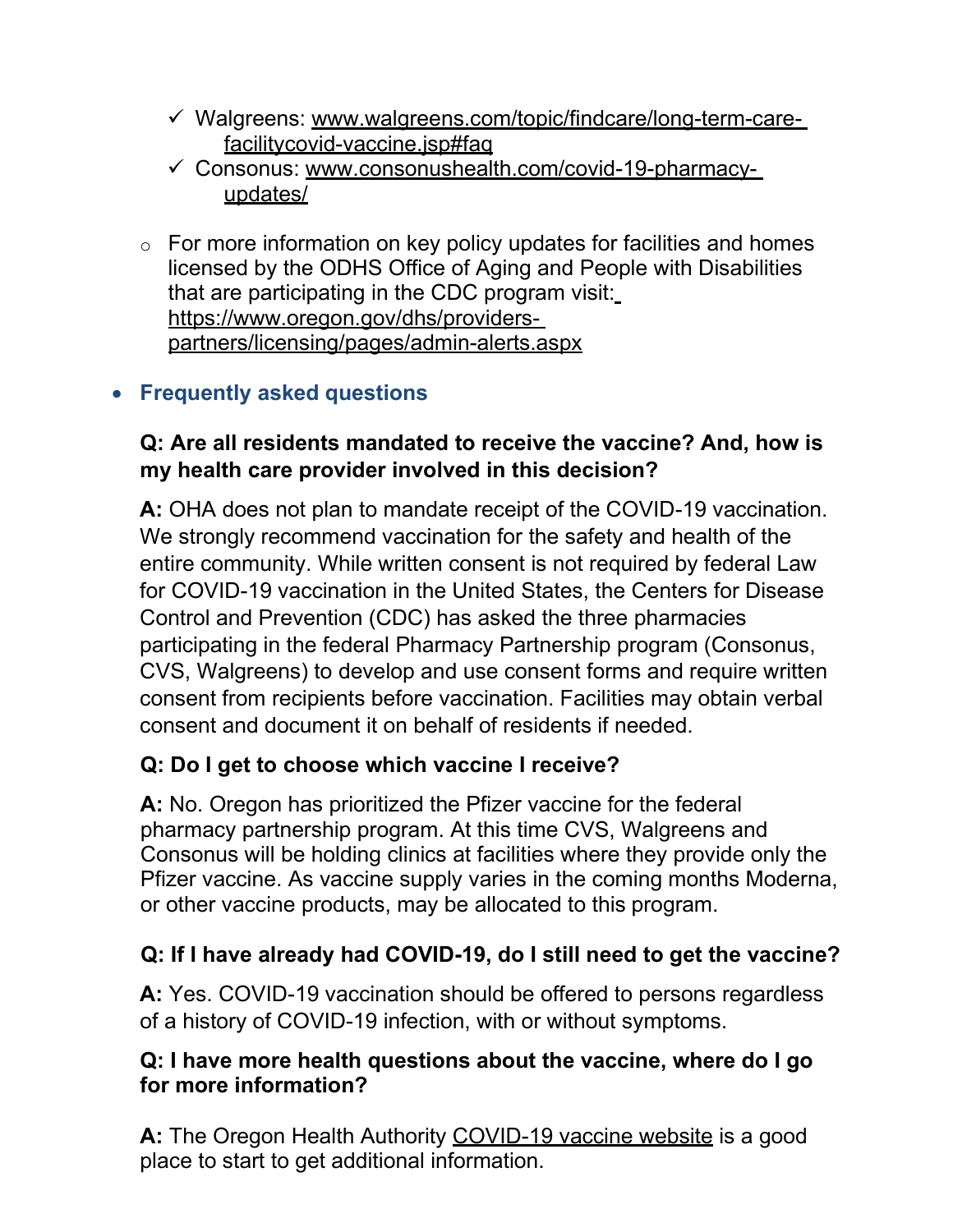- ✓ Walgreens: www.walgreens.com/topic/findcare/long-term-care-facilitycovid-vaccine.jsp#faq
   - ✓ Consonus: www.consonushealth.com/covid-19-pharmacy-updates/

  - For more information on key policy updates for facilities and homes licensed by the ODHS Office of Aging and People with Disabilities that are participating in the CDC program visit: https://www.oregon.gov/dhs/providers-partners/licensing/pages/admin-alerts.aspx

- **Frequently asked questions**

**Q: Are all residents mandated to receive the vaccine? And, how is my health care provider involved in this decision?**

**A:** OHA does not plan to mandate receipt of the COVID-19 vaccination. We strongly recommend vaccination for the safety and health of the entire community. While written consent is not required by federal Law for COVID-19 vaccination in the United States, the Centers for Disease Control and Prevention (CDC) has asked the three pharmacies participating in the federal Pharmacy Partnership program (Consonus, CVS, Walgreens) to develop and use consent forms and require written consent from recipients before vaccination. Facilities may obtain verbal consent and document it on behalf of residents if needed.

**Q: Do I get to choose which vaccine I receive?**

**A:** No. Oregon has prioritized the Pfizer vaccine for the federal pharmacy partnership program. At this time CVS, Walgreens and Consonus will be holding clinics at facilities where they provide only the Pfizer vaccine. As vaccine supply varies in the coming months Moderna, or other vaccine products, may be allocated to this program.

**Q: If I have already had COVID-19, do I still need to get the vaccine?**

**A:** Yes. COVID-19 vaccination should be offered to persons regardless of a history of COVID-19 infection, with or without symptoms.

**Q: I have more health questions about the vaccine, where do I go for more information?**

**A:** The Oregon Health Authority COVID-19 vaccine website is a good place to start to get additional information.